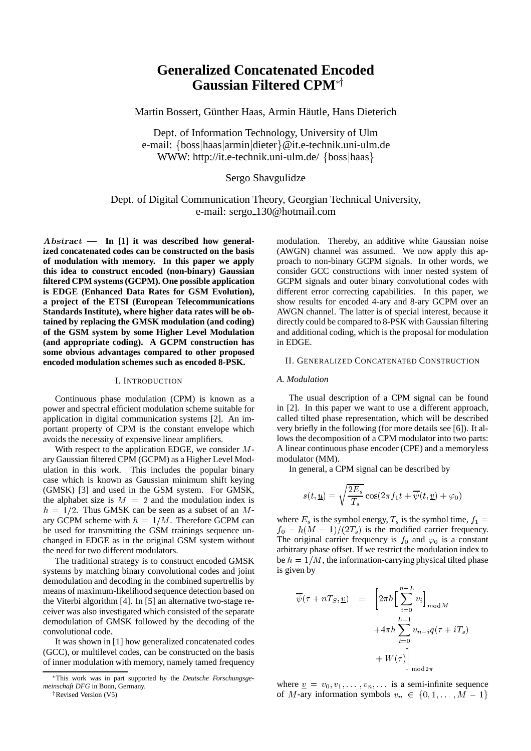# Generalized Concatenated Encoded Gaussian Filtered CPM*†

Martin Bossert, Günther Haas, Armin Häutle, Hans Dieterich

Dept. of Information Technology, University of Ulm
e-mail: {boss|haas|armin|dieter}@it.e-technik.uni-ulm.de
WWW: http://it.e-technik.uni-ulm.de/ {boss|haas}

Sergo Shavgulidze

Dept. of Digital Communication Theory, Georgian Technical University,
e-mail: sergo_130@hotmail.com

*Abstract* — **In [1] it was described how generalized concatenated codes can be constructed on the basis of modulation with memory. In this paper we apply this idea to construct encoded (non-binary) Gaussian filtered CPM systems (GCPM). One possible application is EDGE (Enhanced Data Rates for GSM Evolution), a project of the ETSI (European Telecommunications Standards Institute), where higher data rates will be obtained by replacing the GMSK modulation (and coding) of the GSM system by some Higher Level Modulation (and appropriate coding). A GCPM construction has some obvious advantages compared to other proposed encoded modulation schemes such as encoded 8-PSK.**

## I. Introduction

Continuous phase modulation (CPM) is known as a power and spectral efficient modulation scheme suitable for application in digital communication systems [2]. An important property of CPM is the constant envelope which avoids the necessity of expensive linear amplifiers.

With respect to the application EDGE, we consider $M$-ary Gaussian filtered CPM (GCPM) as a Higher Level Modulation in this work. This includes the popular binary case which is known as Gaussian minimum shift keying (GMSK) [3] and used in the GSM system. For GMSK, the alphabet size is $M = 2$ and the modulation index is $h = 1/2$. Thus GMSK can be seen as a subset of an $M$-ary GCPM scheme with $h = 1/M$. Therefore GCPM can be used for transmitting the GSM trainings sequence unchanged in EDGE as in the original GSM system without the need for two different modulators.

The traditional strategy is to construct encoded GMSK systems by matching binary convolutional codes and joint demodulation and decoding in the combined supertrellis by means of maximum-likelihood sequence detection based on the Viterbi algorithm [4]. In [5] an alternative two-stage receiver was also investigated which consisted of the separate demodulation of GMSK followed by the decoding of the convolutional code.

It was shown in [1] how generalized concatenated codes (GCC), or multilevel codes, can be constructed on the basis of inner modulation with memory, namely tamed frequency modulation. Thereby, an additive white Gaussian noise (AWGN) channel was assumed. We now apply this approach to non-binary GCPM signals. In other words, we consider GCC constructions with inner nested system of GCPM signals and outer binary convolutional codes with different error correcting capabilities. In this paper, we show results for encoded 4-ary and 8-ary GCPM over an AWGN channel. The latter is of special interest, because it directly could be compared to 8-PSK with Gaussian filtering and additional coding, which is the proposal for modulation in EDGE.

## II. Generalized Concatenated Construction

### A. Modulation

The usual description of a CPM signal can be found in [2]. In this paper we want to use a different approach, called tilted phase representation, which will be described very briefly in the following (for more details see [6]). It allows the decomposition of a CPM modulator into two parts: A linear continuous phase encoder (CPE) and a memoryless modulator (MM).

In general, a CPM signal can be described by

$$s(t, \underline{u}) = \sqrt{\frac{2E_s}{T_s}} \cos(2\pi f_1 t + \overline{\psi}(t, \underline{v}) + \varphi_0)$$

where $E_s$ is the symbol energy, $T_s$ is the symbol time, $f_1 = f_0 - h(M-1)/(2T_s)$ is the modified carrier frequency. The original carrier frequency is $f_0$ and $\varphi_0$ is a constant arbitrary phase offset. If we restrict the modulation index to be $h = 1/M$, the information-carrying physical tilted phase is given by

$$\begin{aligned}\overline{\psi}(\tau + nT_S, \underline{v}) \quad = \quad & \Big[ 2\pi h \Big[ \sum_{i=0}^{n-L} v_i \Big]_{\bmod M} \\ & + 4\pi h \sum_{i=0}^{L-1} v_{n-i} q(\tau + iT_s) \\ & + W(\tau) \Big]_{\bmod 2\pi}\end{aligned}$$

where $\underline{v} = v_0, v_1, \ldots, v_n, \ldots$ is a semi-infinite sequence of $M$-ary information symbols $v_n \in \{0, 1, \ldots, M-1\}$

---

*This work was in part supported by the *Deutsche Forschungsgemeinschaft DFG* in Bonn, Germany.

†Revised Version (V5)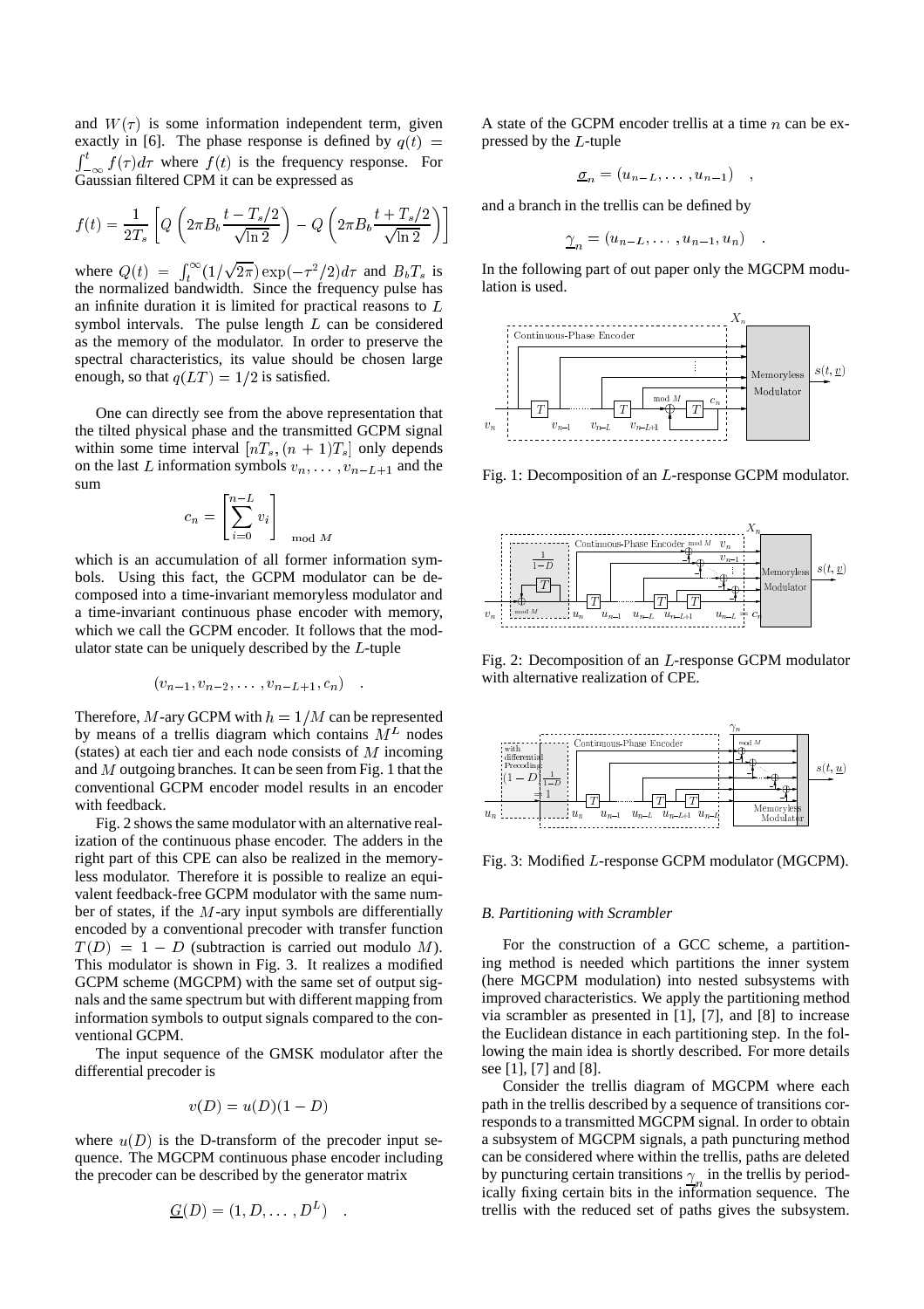and $W(\tau)$ is some information independent term, given exactly in [6]. The phase response is defined by $q(t) = \int_{-\infty}^{t} f(\tau)d\tau$ where $f(t)$ is the frequency response. For Gaussian filtered CPM it can be expressed as

$$f(t) = \frac{1}{2T_s}\left[Q\left(2\pi B_b \frac{t - T_s/2}{\sqrt{\ln 2}}\right) - Q\left(2\pi B_b \frac{t + T_s/2}{\sqrt{\ln 2}}\right)\right]$$

where $Q(t) = \int_{t}^{\infty}(1/\sqrt{2\pi})\exp(-\tau^2/2)d\tau$ and $B_b T_s$ is the normalized bandwidth. Since the frequency pulse has an infinite duration it is limited for practical reasons to $L$ symbol intervals. The pulse length $L$ can be considered as the memory of the modulator. In order to preserve the spectral characteristics, its value should be chosen large enough, so that $q(LT) = 1/2$ is satisfied.

One can directly see from the above representation that the tilted physical phase and the transmitted GCPM signal within some time interval $[nT_s, (n+1)T_s]$ only depends on the last $L$ information symbols $v_n, \ldots, v_{n-L+1}$ and the sum

$$c_n = \left[\sum_{i=0}^{n-L} v_i\right]_{\mathrm{mod}\ M}$$

which is an accumulation of all former information symbols. Using this fact, the GCPM modulator can be decomposed into a time-invariant memoryless modulator and a time-invariant continuous phase encoder with memory, which we call the GCPM encoder. It follows that the modulator state can be uniquely described by the $L$-tuple

$$(v_{n-1}, v_{n-2}, \ldots, v_{n-L+1}, c_n) \quad .$$

Therefore, $M$-ary GCPM with $h = 1/M$ can be represented by means of a trellis diagram which contains $M^L$ nodes (states) at each tier and each node consists of $M$ incoming and $M$ outgoing branches. It can be seen from Fig. 1 that the conventional GCPM encoder model results in an encoder with feedback.

Fig. 2 shows the same modulator with an alternative realization of the continuous phase encoder. The adders in the right part of this CPE can also be realized in the memoryless modulator. Therefore it is possible to realize an equivalent feedback-free GCPM modulator with the same number of states, if the $M$-ary input symbols are differentially encoded by a conventional precoder with transfer function $T(D) = 1 - D$ (subtraction is carried out modulo $M$). This modulator is shown in Fig. 3. It realizes a modified GCPM scheme (MGCPM) with the same set of output signals and the same spectrum but with different mapping from information symbols to output signals compared to the conventional GCPM.

The input sequence of the GMSK modulator after the differential precoder is

$$v(D) = u(D)(1 - D)$$

where $u(D)$ is the D-transform of the precoder input sequence. The MGCPM continuous phase encoder including the precoder can be described by the generator matrix

$$\underline{G}(D) = (1, D, \ldots, D^L) \quad .$$

A state of the GCPM encoder trellis at a time $n$ can be expressed by the $L$-tuple

$$\underline{\sigma}_n = (u_{n-L}, \ldots, u_{n-1}) \quad ,$$

and a branch in the trellis can be defined by

$$\underline{\gamma}_n = (u_{n-L}, \ldots, u_{n-1}, u_n) \quad .$$

In the following part of out paper only the MGCPM modulation is used.

Fig. 1: Decomposition of an $L$-response GCPM modulator.

Fig. 2: Decomposition of an $L$-response GCPM modulator with alternative realization of CPE.

Fig. 3: Modified $L$-response GCPM modulator (MGCPM).

### *B. Partitioning with Scrambler*

For the construction of a GCC scheme, a partitioning method is needed which partitions the inner system (here MGCPM modulation) into nested subsystems with improved characteristics. We apply the partitioning method via scrambler as presented in [1], [7], and [8] to increase the Euclidean distance in each partitioning step. In the following the main idea is shortly described. For more details see [1], [7] and [8].

Consider the trellis diagram of MGCPM where each path in the trellis describes by a sequence of transitions corresponds to a transmitted MGCPM signal. In order to obtain a subsystem of MGCPM signals, a path puncturing method can be considered where within the trellis, paths are deleted by puncturing certain transitions $\underline{\gamma}_n$ in the trellis by periodically fixing certain bits in the information sequence. The trellis with the reduced set of paths gives the subsystem.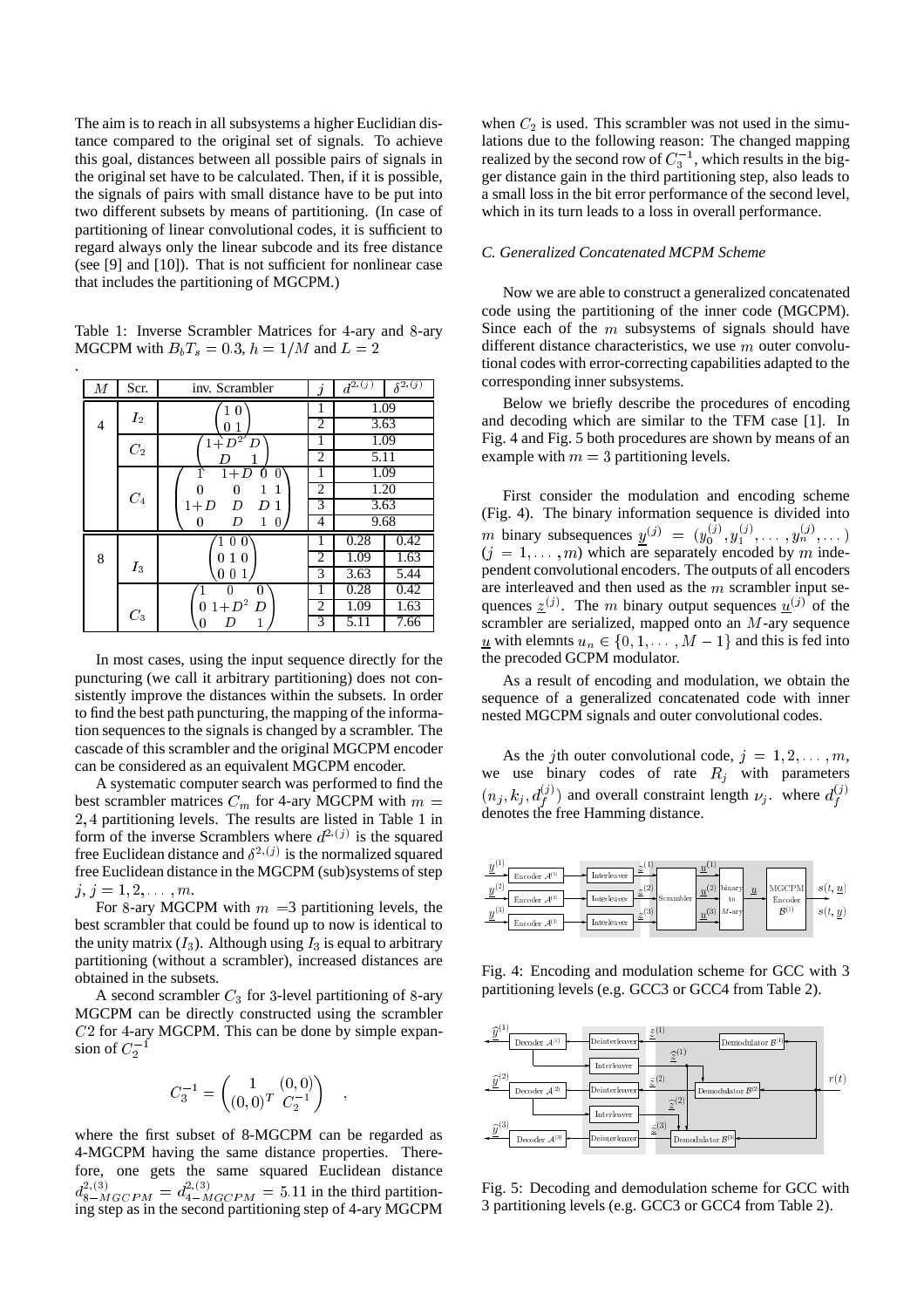The aim is to reach in all subsystems a higher Euclidian distance compared to the original set of signals. To achieve this goal, distances between all possible pairs of signals in the original set have to be calculated. Then, if it is possible, the signals of pairs with small distance have to be put into two different subsets by means of partitioning. (In case of partitioning of linear convolutional codes, it is sufficient to regard always only the linear subcode and its free distance (see [9] and [10]). That is not sufficient for nonlinear case that includes the partitioning of MGCPM.)

Table 1: Inverse Scrambler Matrices for 4-ary and 8-ary MGCPM with $B_bT_s = 0.3$, $h = 1/M$ and $L = 2$

| $M$ | Scr. | inv. Scrambler | $j$ | $d^{2,(j)}$ | $\delta^{2,(j)}$ |
|---|---|---|---|---|---|
| 4 | $I_2$ | $\begin{pmatrix} 1 & 0 \\ 0 & 1 \end{pmatrix}$ | 1 | 1.09 | |
| | | | 2 | 3.63 | |
| | $C_2$ | $\begin{pmatrix} 1+D^2 & D \\ D & 1 \end{pmatrix}$ | 1 | 1.09 | |
| | | | 2 | 5.11 | |
| | $C_4$ | $\begin{pmatrix} 1 & 1+D & 0 & 0 \\ 0 & 0 & 1 & 1 \\ 1+D & D & D & 1 \\ 0 & D & 1 & 0 \end{pmatrix}$ | 1 | 1.09 | |
| | | | 2 | 1.20 | |
| | | | 3 | 3.63 | |
| | | | 4 | 9.68 | |
| 8 | $I_3$ | $\begin{pmatrix} 1 & 0 & 0 \\ 0 & 1 & 0 \\ 0 & 0 & 1 \end{pmatrix}$ | 1 | 0.28 | 0.42 |
| | | | 2 | 1.09 | 1.63 |
| | | | 3 | 3.63 | 5.44 |
| | $C_3$ | $\begin{pmatrix} 1 & 0 & 0 \\ 0 & 1+D^2 & D \\ 0 & D & 1 \end{pmatrix}$ | 1 | 0.28 | 0.42 |
| | | | 2 | 1.09 | 1.63 |
| | | | 3 | 5.11 | 7.66 |

In most cases, using the input sequence directly for the puncturing (we call it arbitrary partitioning) does not consistently improve the distances within the subsets. In order to find the best path puncturing, the mapping of the information sequences to the signals is changed by a scrambler. The cascade of this scrambler and the original MGCPM encoder can be considered as an equivalent MGCPM encoder.

A systematic computer search was performed to find the best scrambler matrices $C_m$ for 4-ary MGCPM with $m = 2, 4$ partitioning levels. The results are listed in Table 1 in form of the inverse Scramblers where $d^{2,(j)}$ is the squared free Euclidean distance and $\delta^{2,(j)}$ is the normalized squared free Euclidean distance in the MGCPM (sub)systems of step $j$, $j = 1, 2, \ldots, m$.

For 8-ary MGCPM with $m = 3$ partitioning levels, the best scrambler that could be found up to now is identical to the unity matrix ($I_3$). Although using $I_3$ is equal to arbitrary partitioning (without a scrambler), increased distances are obtained in the subsets.

A second scrambler $C_3$ for 3-level partitioning of 8-ary MGCPM can be directly constructed using the scrambler $C2$ for 4-ary MGCPM. This can be done by simple expansion of $C_2^{-1}$

$$C_3^{-1} = \begin{pmatrix} 1 & (0,0) \\ (0,0)^T & C_2^{-1} \end{pmatrix} \quad ,$$

where the first subset of 8-MGCPM can be regarded as 4-MGCPM having the same distance properties. Therefore, one gets the same squared Euclidean distance $d^{2,(3)}_{8-MGCPM} = d^{2,(3)}_{4-MGCPM} = 5.11$ in the third partitioning step as in the second partitioning step of 4-ary MGCPM when $C_2$ is used. This scrambler was not used in the simulations due to the following reason: The changed mapping realized by the second row of $C_3^{-1}$, which results in the bigger distance gain in the third partitioning step, also leads to a small loss in the bit error performance of the second level, which in its turn leads to a loss in overall performance.

### C. Generalized Concatenated MCPM Scheme

Now we are able to construct a generalized concatenated code using the partitioning of the inner code (MGCPM). Since each of the $m$ subsystems of signals should have different distance characteristics, we use $m$ outer convolutional codes with error-correcting capabilities adapted to the corresponding inner subsystems.

Below we briefly describe the procedures of encoding and decoding which are similar to the TFM case [1]. In Fig. 4 and Fig. 5 both procedures are shown by means of an example with $m = 3$ partitioning levels.

First consider the modulation and encoding scheme (Fig. 4). The binary information sequence is divided into $m$ binary subsequences $\underline{y}^{(j)} = (y_0^{(j)}, y_1^{(j)}, \ldots, y_n^{(j)}, \ldots)$ $(j = 1, \ldots, m)$ which are separately encoded by $m$ independent convolutional encoders. The outputs of all encoders are interleaved and then used as the $m$ scrambler input sequences $\underline{z}^{(j)}$. The $m$ binary output sequences $\underline{u}^{(j)}$ of the scrambler are serialized, mapped onto an $M$-ary sequence $\underline{u}$ with elemnts $u_n \in \{0, 1, \ldots, M-1\}$ and this is fed into the precoded GCPM modulator.

As a result of encoding and modulation, we obtain the sequence of a generalized concatenated code with inner nested MGCPM signals and outer convolutional codes.

As the $j$th outer convolutional code, $j = 1, 2, \ldots, m$, we use binary codes of rate $R_j$ with parameters $(n_j, k_j, d_f^{(j)})$ and overall constraint length $\nu_j$. where $d_f^{(j)}$ denotes the free Hamming distance.

Fig. 4: Encoding and modulation scheme for GCC with 3 partitioning levels (e.g. GCC3 or GCC4 from Table 2).

Fig. 5: Decoding and demodulation scheme for GCC with 3 partitioning levels (e.g. GCC3 or GCC4 from Table 2).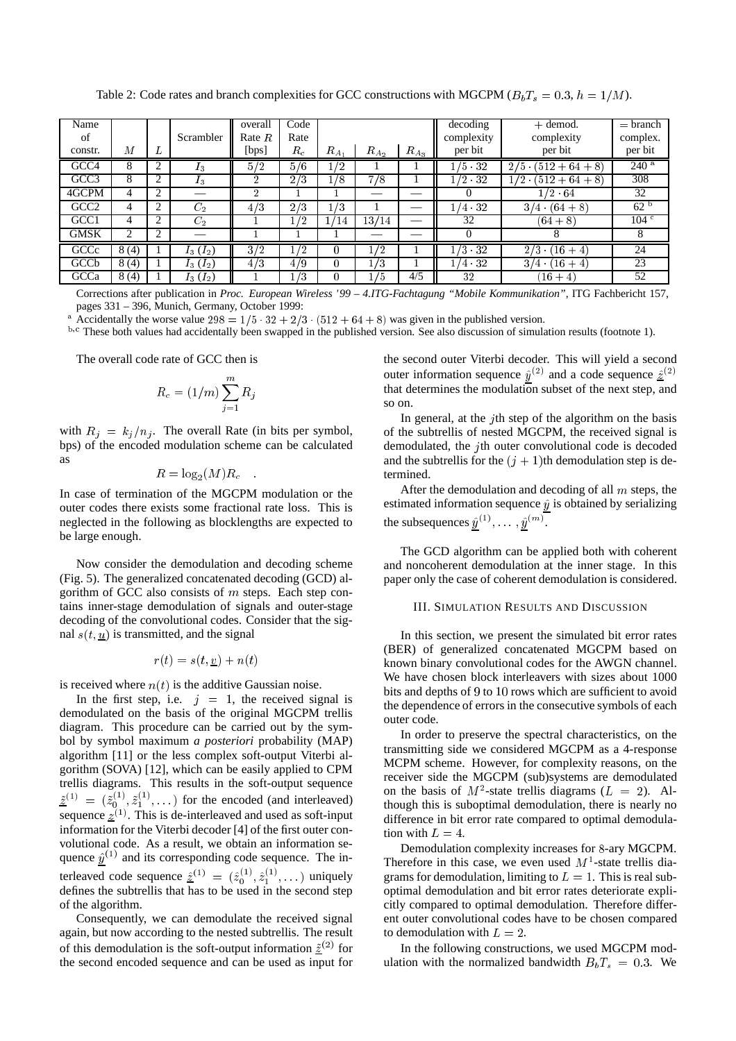Table 2: Code rates and branch complexities for GCC constructions with MGCPM ($B_bT_s = 0.3$, $h = 1/M$).

| Name of constr. | $M$ | $L$ | Scrambler | overall Rate $R$ [bps] | Code Rate $R_c$ | $R_{A_1}$ | $R_{A_2}$ | $R_{A_3}$ | decoding complexity per bit | + demod. complexity per bit | = branch complex. per bit |
|---|---|---|---|---|---|---|---|---|---|---|---|
| GCC4 | 8 | 2 | $I_3$ | $5/2$ | $5/6$ | $1/2$ | 1 | 1 | $1/5 \cdot 32$ | $2/5 \cdot (512+64+8)$ | 240 [a] |
| GCC3 | 8 | 2 | $I_3$ | 2 | $2/3$ | $1/8$ | $7/8$ | 1 | $1/2 \cdot 32$ | $1/2 \cdot (512+64+8)$ | 308 |
| 4GCPM | 4 | 2 | — | 2 | 1 | 1 | — | — | 0 | $1/2 \cdot 64$ | 32 |
| GCC2 | 4 | 2 | $C_2$ | $4/3$ | $2/3$ | $1/3$ | 1 | — | $1/4 \cdot 32$ | $3/4 \cdot (64+8)$ | 62 [b] |
| GCC1 | 4 | 2 | $C_2$ | 1 | $1/2$ | $1/14$ | $13/14$ | — | 32 | $(64+8)$ | 104 [c] |
| GMSK | 2 | 2 | — | 1 | 1 | 1 | — | — | 0 | 8 | 8 |
| GCCc | 8 (4) | 1 | $I_3$ ($I_2$) | $3/2$ | $1/2$ | 0 | $1/2$ | 1 | $1/3 \cdot 32$ | $2/3 \cdot (16+4)$ | 24 |
| GCCb | 8 (4) | 1 | $I_3$ ($I_2$) | $4/3$ | $4/9$ | 0 | $1/3$ | 1 | $1/4 \cdot 32$ | $3/4 \cdot (16+4)$ | 23 |
| GCCa | 8 (4) | 1 | $I_3$ ($I_2$) | 1 | $1/3$ | 0 | $1/5$ | $4/5$ | 32 | $(16+4)$ | 52 |

Corrections after publication in *Proc. European Wireless '99 – 4.ITG-Fachtagung "Mobile Kommunikation"*, ITG Fachbericht 157, pages 331 – 396, Munich, Germany, October 1999:

[a] Accidentally the worse value $298 = 1/5 \cdot 32 + 2/3 \cdot (512+64+8)$ was given in the published version.

[b,c] These both values had accidentally been swapped in the published version. See also discussion of simulation results (footnote 1).

The overall code rate of GCC then is

$$R_c = (1/m)\sum_{j=1}^{m} R_j$$

with $R_j = k_j/n_j$. The overall Rate (in bits per symbol, bps) of the encoded modulation scheme can be calculated as

$$R = \log_2(M)R_c \quad .$$

In case of termination of the MGCPM modulation or the outer codes there exists some fractional rate loss. This is neglected in the following as blocklengths are expected to be large enough.

Now consider the demodulation and decoding scheme (Fig. 5). The generalized concatenated decoding (GCD) algorithm of GCC also consists of $m$ steps. Each step contains inner-stage demodulation of signals and outer-stage decoding of the convolutional codes. Consider that the signal $s(t, \underline{u})$ is transmitted, and the signal

$$r(t) = s(t, \underline{v}) + n(t)$$

is received where $n(t)$ is the additive Gaussian noise.

In the first step, i.e. $j = 1$, the received signal is demodulated on the basis of the original MGCPM trellis diagram. This procedure can be carried out by the symbol by symbol maximum *a posteriori* probability (MAP) algorithm [11] or the less complex soft-output Viterbi algorithm (SOVA) [12], which can be easily applied to CPM trellis diagrams. This results in the soft-output sequence $\underline{\tilde{z}}^{(1)} = (\tilde{z}_0^{(1)}, \tilde{z}_1^{(1)}, \dots)$ for the encoded (and interleaved) sequence $\underline{z}^{(1)}$. This is de-interleaved and used as soft-input information for the Viterbi decoder [4] of the first outer convolutional code. As a result, we obtain an information sequence $\underline{\hat{y}}^{(1)}$ and its corresponding code sequence. The interleaved code sequence $\underline{\hat{z}}^{(1)} = (\hat{z}_0^{(1)}, \hat{z}_1^{(1)}, \dots)$ uniquely defines the subtrellis that has to be used in the second step of the algorithm.

Consequently, we can demodulate the received signal again, but now according to the nested subtrellis. The result of this demodulation is the soft-output information $\underline{\tilde{z}}^{(2)}$ for the second encoded sequence and can be used as input for the second outer Viterbi decoder. This will yield a second outer information sequence $\underline{\hat{y}}^{(2)}$ and a code sequence $\underline{\hat{z}}^{(2)}$ that determines the modulation subset of the next step, and so on.

In general, at the $j$th step of the algorithm on the basis of the subtrellis of nested MGCPM, the received signal is demodulated, the $j$th outer convolutional code is decoded and the subtrellis for the $(j+1)$th demodulation step is determined.

After the demodulation and decoding of all $m$ steps, the estimated information sequence $\underline{\hat{y}}$ is obtained by serializing the subsequences $\underline{\hat{y}}^{(1)}, \dots, \underline{\hat{y}}^{(m)}$.

The GCD algorithm can be applied both with coherent and noncoherent demodulation at the inner stage. In this paper only the case of coherent demodulation is considered.

## III. Simulation Results and Discussion

In this section, we present the simulated bit error rates (BER) of generalized concatenated MGCPM based on known binary convolutional codes for the AWGN channel. We have chosen block interleavers with sizes about 1000 bits and depths of 9 to 10 rows which are sufficient to avoid the dependence of errors in the consecutive symbols of each outer code.

In order to preserve the spectral characteristics, on the transmitting side we considered MGCPM as a 4-response MCPM scheme. However, for complexity reasons, on the receiver side the MGCPM (sub)systems are demodulated on the basis of $M^2$-state trellis diagrams ($L = 2$). Although this is suboptimal demodulation, there is nearly no difference in bit error rate compared to optimal demodulation with $L = 4$.

Demodulation complexity increases for 8-ary MGCPM. Therefore in this case, we even used $M^1$-state trellis diagrams for demodulation, limiting to $L = 1$. This is real suboptimal demodulation and bit error rates deteriorate explicitly compared to optimal demodulation. Therefore different outer convolutional codes have to be chosen compared to demodulation with $L = 2$.

In the following constructions, we used MGCPM modulation with the normalized bandwidth $B_bT_s = 0.3$. We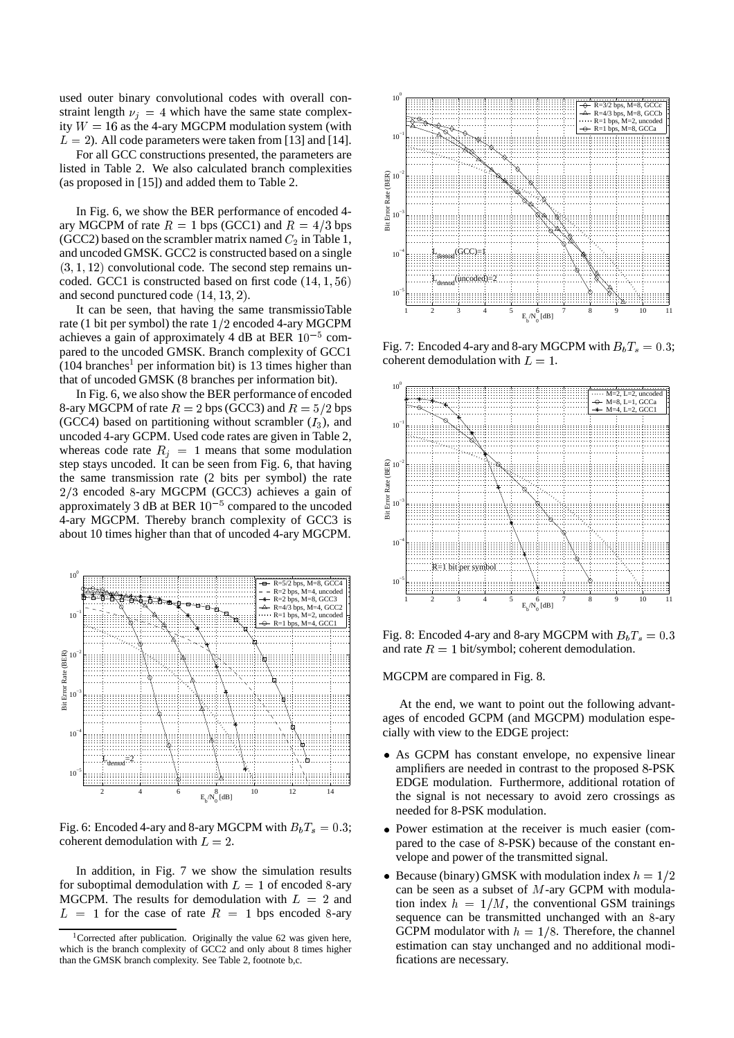used outer binary convolutional codes with overall constraint length $\nu_j = 4$ which have the same state complexity $W = 16$ as the 4-ary MGCPM modulation system (with $L = 2$). All code parameters were taken from [13] and [14].

For all GCC constructions presented, the parameters are listed in Table 2. We also calculated branch complexities (as proposed in [15]) and added them to Table 2.

In Fig. 6, we show the BER performance of encoded 4-ary MGCPM of rate $R = 1$ bps (GCC1) and $R = 4/3$ bps (GCC2) based on the scrambler matrix named $C_2$ in Table 1, and uncoded GMSK. GCC2 is constructed based on a single $(3, 1, 12)$ convolutional code. The second step remains uncoded. GCC1 is constructed based on first code $(14, 1, 56)$ and second punctured code $(14, 13, 2)$.

It can be seen, that having the same transmissioTable rate (1 bit per symbol) the rate $1/2$ encoded 4-ary MGCPM achieves a gain of approximately 4 dB at BER $10^{-5}$ compared to the uncoded GMSK. Branch complexity of GCC1 (104 branches[1] per information bit) is 13 times higher than that of uncoded GMSK (8 branches per information bit).

In Fig. 6, we also show the BER performance of encoded 8-ary MGCPM of rate $R = 2$ bps (GCC3) and $R = 5/2$ bps (GCC4) based on partitioning without scrambler ($I_3$), and uncoded 4-ary GCPM. Used code rates are given in Table 2, whereas code rate $R_j = 1$ means that some modulation step stays uncoded. It can be seen from Fig. 6, that having the same transmission rate (2 bits per symbol) the rate $2/3$ encoded 8-ary MGCPM (GCC3) achieves a gain of approximately 3 dB at BER $10^{-5}$ compared to the uncoded 4-ary MGCPM. Thereby branch complexity of GCC3 is about 10 times higher than that of uncoded 4-ary MGCPM.

Fig. 6: Encoded 4-ary and 8-ary MGCPM with $B_bT_s = 0.3$; coherent demodulation with $L = 2$.

In addition, in Fig. 7 we show the simulation results for suboptimal demodulation with $L = 1$ of encoded 8-ary MGCPM. The results for demodulation with $L = 2$ and $L = 1$ for the case of rate $R = 1$ bps encoded 8-ary MGCPM are compared in Fig. 8.

Fig. 7: Encoded 4-ary and 8-ary MGCPM with $B_bT_s = 0.3$; coherent demodulation with $L = 1$.

Fig. 8: Encoded 4-ary and 8-ary MGCPM with $B_bT_s = 0.3$ and rate $R = 1$ bit/symbol; coherent demodulation.

At the end, we want to point out the following advantages of encoded GCPM (and MGCPM) modulation especially with view to the EDGE project:

- As GCPM has constant envelope, no expensive linear amplifiers are needed in contrast to the proposed 8-PSK EDGE modulation. Furthermore, additional rotation of the signal is not necessary to avoid zero crossings as needed for 8-PSK modulation.
- Power estimation at the receiver is much easier (compared to the case of 8-PSK) because of the constant envelope and power of the transmitted signal.
- Because (binary) GMSK with modulation index $h = 1/2$ can be seen as a subset of $M$-ary GCPM with modulation index $h = 1/M$, the conventional GSM trainings sequence can be transmitted unchanged with an 8-ary GCPM modulator with $h = 1/8$. Therefore, the channel estimation can stay unchanged and no additional modifications are necessary.

[1] Corrected after publication. Originally the value 62 was given here, which is the branch complexity of GCC2 and only about 8 times higher than the GMSK branch complexity. See Table 2, footnote b,c.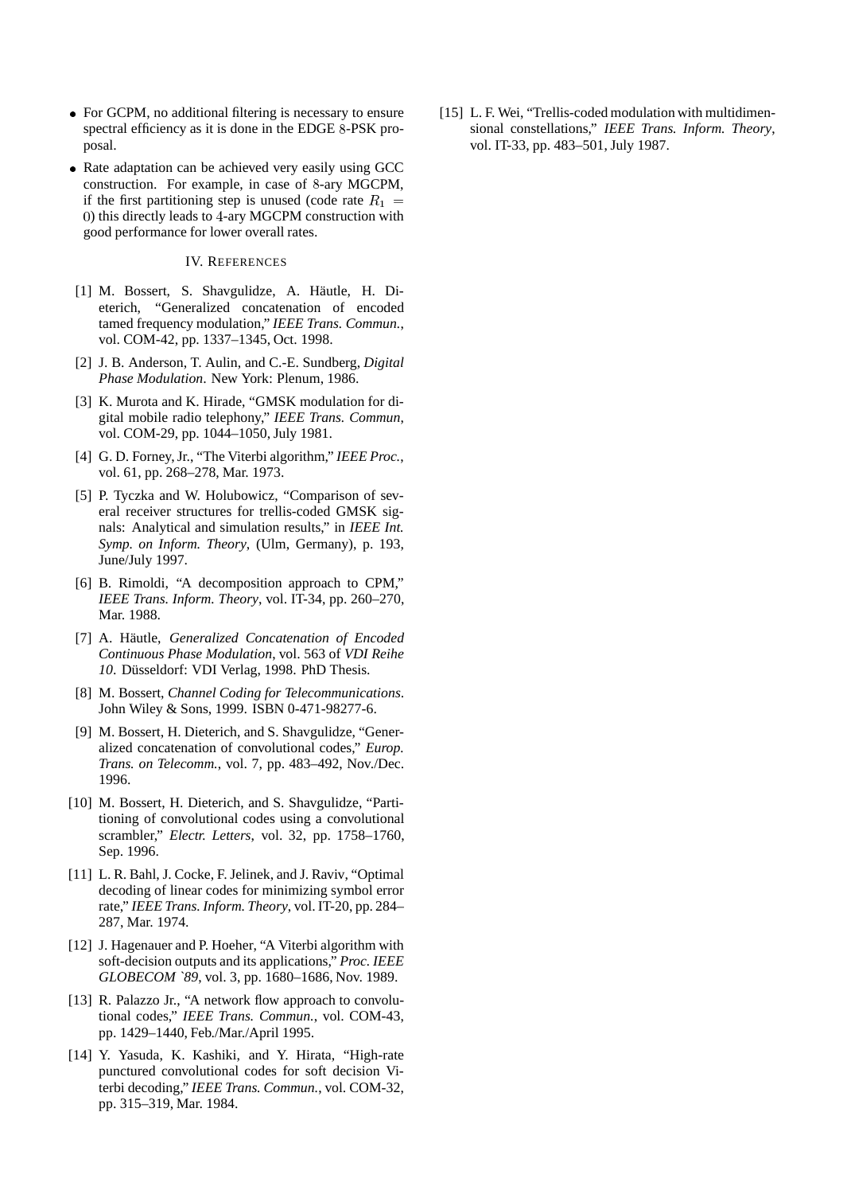- For GCPM, no additional filtering is necessary to ensure spectral efficiency as it is done in the EDGE 8-PSK proposal.
- Rate adaptation can be achieved very easily using GCC construction. For example, in case of 8-ary MGCPM, if the first partitioning step is unused (code rate $R_1 = 0$) this directly leads to 4-ary MGCPM construction with good performance for lower overall rates.

## IV. References

[1] M. Bossert, S. Shavgulidze, A. Häutle, H. Dieterich, "Generalized concatenation of encoded tamed frequency modulation," *IEEE Trans. Commun.*, vol. COM-42, pp. 1337–1345, Oct. 1998.

[2] J. B. Anderson, T. Aulin, and C.-E. Sundberg, *Digital Phase Modulation*. New York: Plenum, 1986.

[3] K. Murota and K. Hirade, "GMSK modulation for digital mobile radio telephony," *IEEE Trans. Commun*, vol. COM-29, pp. 1044–1050, July 1981.

[4] G. D. Forney, Jr., "The Viterbi algorithm," *IEEE Proc.*, vol. 61, pp. 268–278, Mar. 1973.

[5] P. Tyczka and W. Holubowicz, "Comparison of several receiver structures for trellis-coded GMSK signals: Analytical and simulation results," in *IEEE Int. Symp. on Inform. Theory*, (Ulm, Germany), p. 193, June/July 1997.

[6] B. Rimoldi, "A decomposition approach to CPM," *IEEE Trans. Inform. Theory*, vol. IT-34, pp. 260–270, Mar. 1988.

[7] A. Häutle, *Generalized Concatenation of Encoded Continuous Phase Modulation*, vol. 563 of *VDI Reihe 10*. Düsseldorf: VDI Verlag, 1998. PhD Thesis.

[8] M. Bossert, *Channel Coding for Telecommunications*. John Wiley & Sons, 1999. ISBN 0-471-98277-6.

[9] M. Bossert, H. Dieterich, and S. Shavgulidze, "Generalized concatenation of convolutional codes," *Europ. Trans. on Telecomm.*, vol. 7, pp. 483–492, Nov./Dec. 1996.

[10] M. Bossert, H. Dieterich, and S. Shavgulidze, "Partitioning of convolutional codes using a convolutional scrambler," *Electr. Letters*, vol. 32, pp. 1758–1760, Sep. 1996.

[11] L. R. Bahl, J. Cocke, F. Jelinek, and J. Raviv, "Optimal decoding of linear codes for minimizing symbol error rate," *IEEE Trans. Inform. Theory*, vol. IT-20, pp. 284–287, Mar. 1974.

[12] J. Hagenauer and P. Hoeher, "A Viterbi algorithm with soft-decision outputs and its applications," *Proc. IEEE GLOBECOM `89*, vol. 3, pp. 1680–1686, Nov. 1989.

[13] R. Palazzo Jr., "A network flow approach to convolutional codes," *IEEE Trans. Commun.*, vol. COM-43, pp. 1429–1440, Feb./Mar./April 1995.

[14] Y. Yasuda, K. Kashiki, and Y. Hirata, "High-rate punctured convolutional codes for soft decision Viterbi decoding," *IEEE Trans. Commun.*, vol. COM-32, pp. 315–319, Mar. 1984.

[15] L. F. Wei, "Trellis-coded modulation with multidimensional constellations," *IEEE Trans. Inform. Theory*, vol. IT-33, pp. 483–501, July 1987.